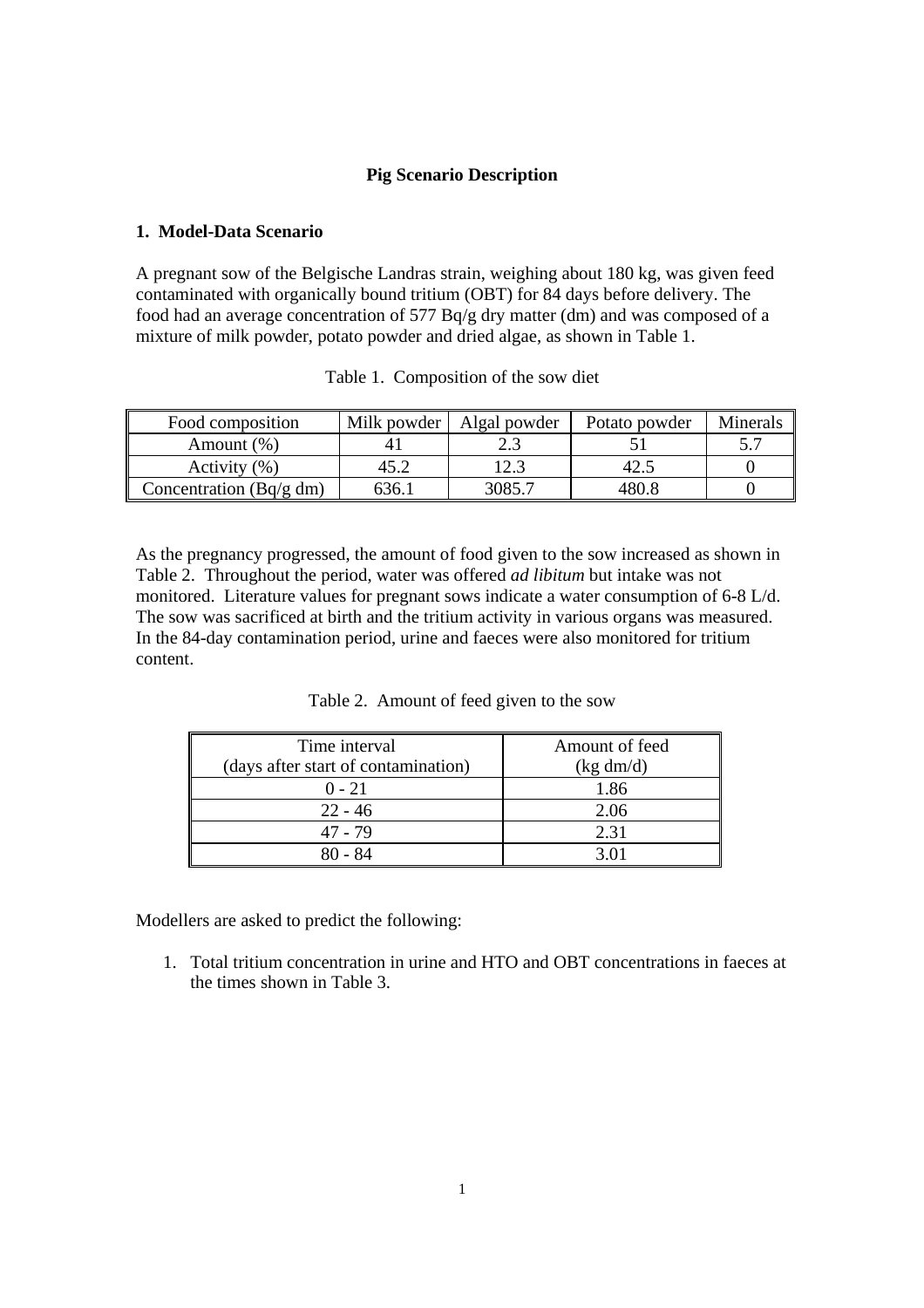# Pig Scenario Description

## 1. Model-Data Scenario

A pregnant sow of the Belgische Landras strain, weighing about 180 kg, was given feed contaminated with organically bound tritium (OBT) for 84 days before delivery. The food had an average concentration of 577 Bq/g dry matter (dm) and was composed of a mixture of milk powder, potato powder and dried algae, as shown in Table 1.

Table 1. Composition of the sow diet

| Food composition | Milk powder | Algal powder | Potato powder | Minerals |
|---|---|---|---|---|
| Amount (%) | 41 | 2.3 | 51 | 5.7 |
| Activity (%) | 45.2 | 12.3 | 42.5 | 0 |
| Concentration (Bq/g dm) | 636.1 | 3085.7 | 480.8 | 0 |

As the pregnancy progressed, the amount of food given to the sow increased as shown in Table 2. Throughout the period, water was offered *ad libitum* but intake was not monitored. Literature values for pregnant sows indicate a water consumption of 6-8 L/d. The sow was sacrificed at birth and the tritium activity in various organs was measured. In the 84-day contamination period, urine and faeces were also monitored for tritium content.

Table 2. Amount of feed given to the sow

| Time interval (days after start of contamination) | Amount of feed (kg dm/d) |
|---|---|
| 0 - 21 | 1.86 |
| 22 - 46 | 2.06 |
| 47 - 79 | 2.31 |
| 80 - 84 | 3.01 |

Modellers are asked to predict the following:

1. Total tritium concentration in urine and HTO and OBT concentrations in faeces at the times shown in Table 3.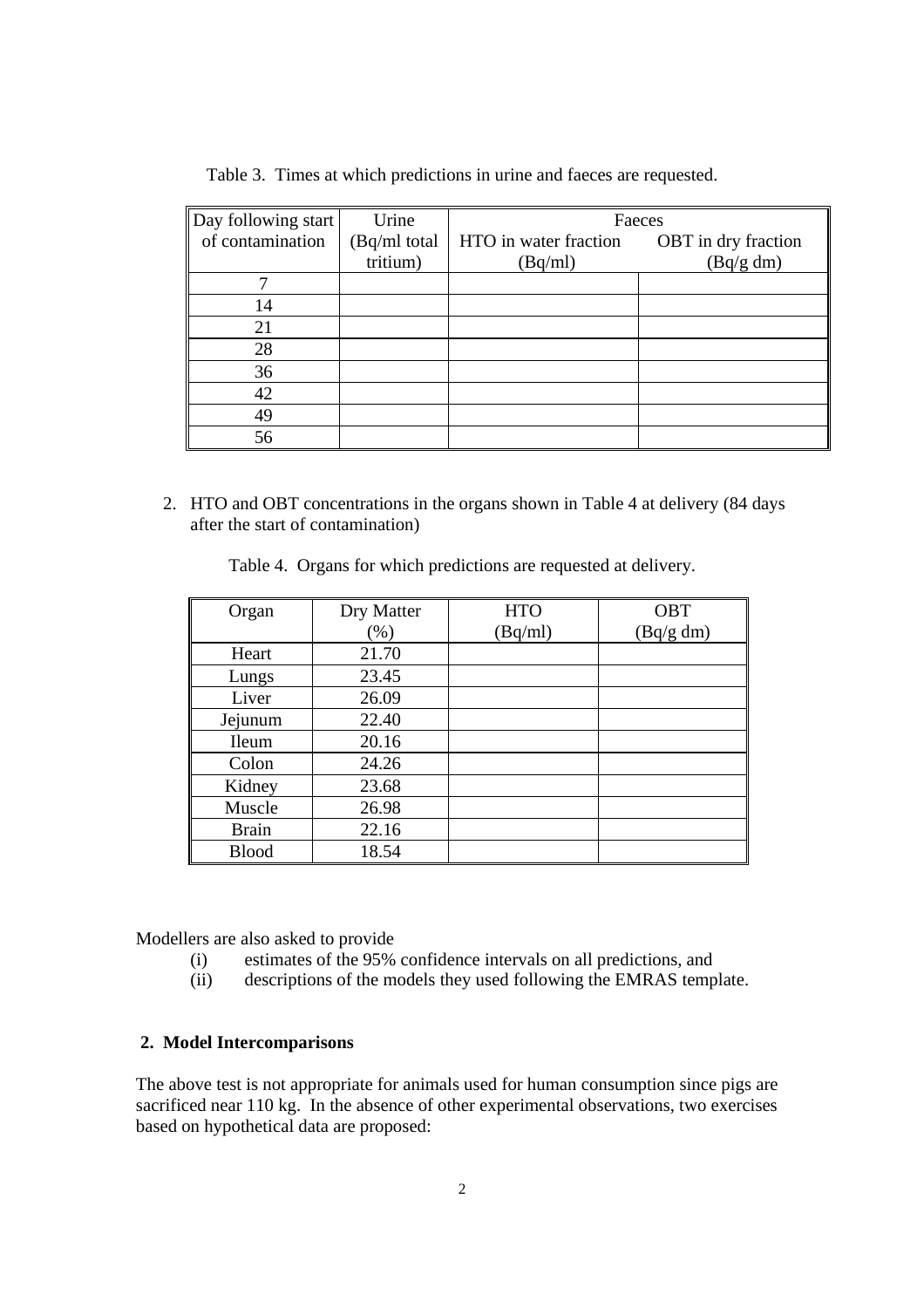Table 3. Times at which predictions in urine and faeces are requested.

| Day following start of contamination | Urine (Bq/ml total tritium) | Faeces | |
|---|---|---|---|
| | | HTO in water fraction (Bq/ml) | OBT in dry fraction (Bq/g dm) |
| 7 | | | |
| 14 | | | |
| 21 | | | |
| 28 | | | |
| 36 | | | |
| 42 | | | |
| 49 | | | |
| 56 | | | |

2. HTO and OBT concentrations in the organs shown in Table 4 at delivery (84 days after the start of contamination)

Table 4. Organs for which predictions are requested at delivery.

| Organ | Dry Matter (%) | HTO (Bq/ml) | OBT (Bq/g dm) |
|---|---|---|---|
| Heart | 21.70 | | |
| Lungs | 23.45 | | |
| Liver | 26.09 | | |
| Jejunum | 22.40 | | |
| Ileum | 20.16 | | |
| Colon | 24.26 | | |
| Kidney | 23.68 | | |
| Muscle | 26.98 | | |
| Brain | 22.16 | | |
| Blood | 18.54 | | |

Modellers are also asked to provide

(i) estimates of the 95% confidence intervals on all predictions, and
(ii) descriptions of the models they used following the EMRAS template.

**2. Model Intercomparisons**

The above test is not appropriate for animals used for human consumption since pigs are sacrificed near 110 kg. In the absence of other experimental observations, two exercises based on hypothetical data are proposed: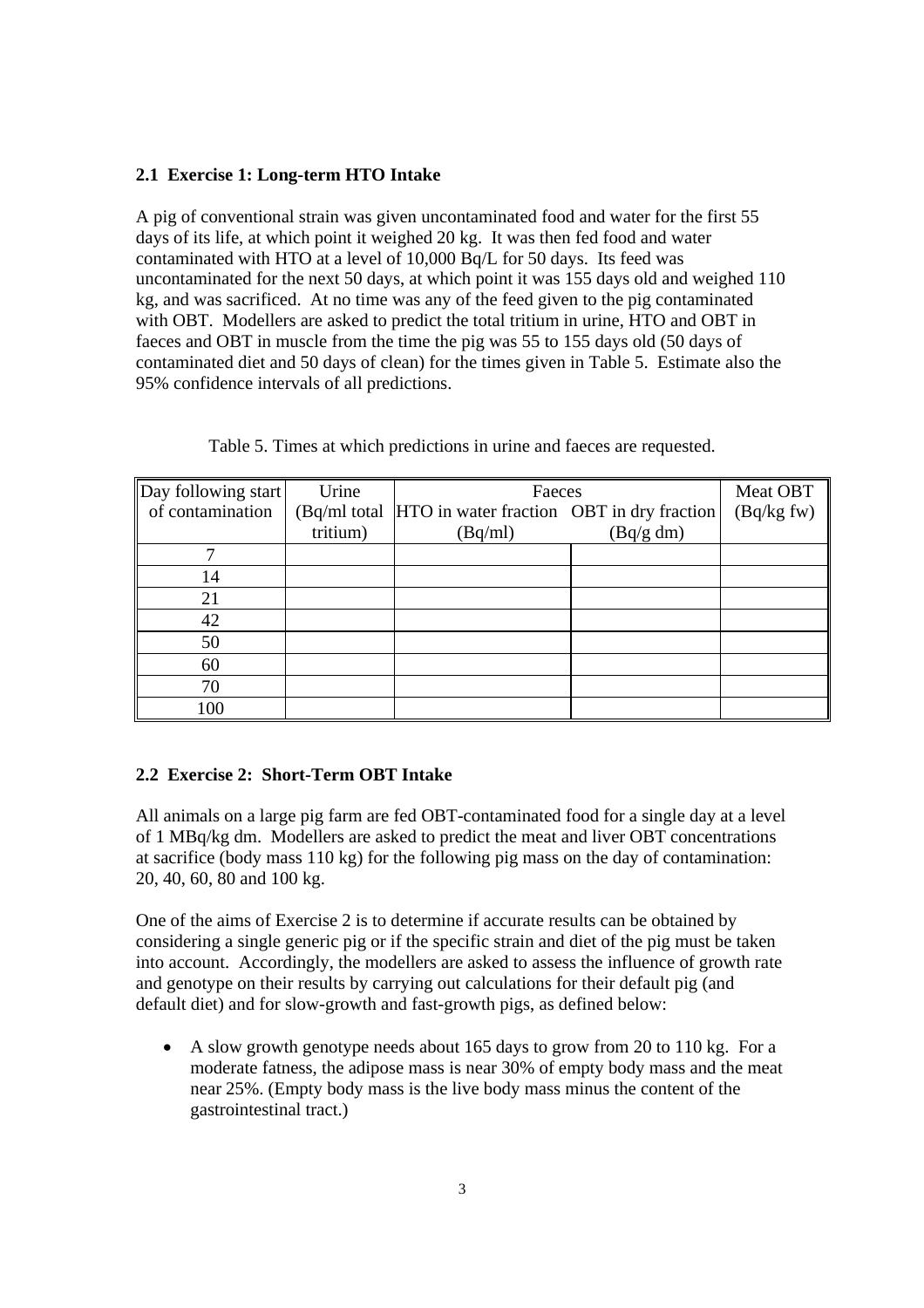### 2.1 Exercise 1: Long-term HTO Intake

A pig of conventional strain was given uncontaminated food and water for the first 55 days of its life, at which point it weighed 20 kg. It was then fed food and water contaminated with HTO at a level of 10,000 Bq/L for 50 days. Its feed was uncontaminated for the next 50 days, at which point it was 155 days old and weighed 110 kg, and was sacrificed. At no time was any of the feed given to the pig contaminated with OBT. Modellers are asked to predict the total tritium in urine, HTO and OBT in faeces and OBT in muscle from the time the pig was 55 to 155 days old (50 days of contaminated diet and 50 days of clean) for the times given in Table 5. Estimate also the 95% confidence intervals of all predictions.

Table 5. Times at which predictions in urine and faeces are requested.

| Day following start of contamination | Urine (Bq/ml total tritium) | Faeces | | Meat OBT (Bq/kg fw) |
|---|---|---|---|---|
| | | HTO in water fraction (Bq/ml) | OBT in dry fraction (Bq/g dm) | |
| 7 | | | | |
| 14 | | | | |
| 21 | | | | |
| 42 | | | | |
| 50 | | | | |
| 60 | | | | |
| 70 | | | | |
| 100 | | | | |

### 2.2 Exercise 2: Short-Term OBT Intake

All animals on a large pig farm are fed OBT-contaminated food for a single day at a level of 1 MBq/kg dm. Modellers are asked to predict the meat and liver OBT concentrations at sacrifice (body mass 110 kg) for the following pig mass on the day of contamination: 20, 40, 60, 80 and 100 kg.

One of the aims of Exercise 2 is to determine if accurate results can be obtained by considering a single generic pig or if the specific strain and diet of the pig must be taken into account. Accordingly, the modellers are asked to assess the influence of growth rate and genotype on their results by carrying out calculations for their default pig (and default diet) and for slow-growth and fast-growth pigs, as defined below:

- A slow growth genotype needs about 165 days to grow from 20 to 110 kg. For a moderate fatness, the adipose mass is near 30% of empty body mass and the meat near 25%. (Empty body mass is the live body mass minus the content of the gastrointestinal tract.)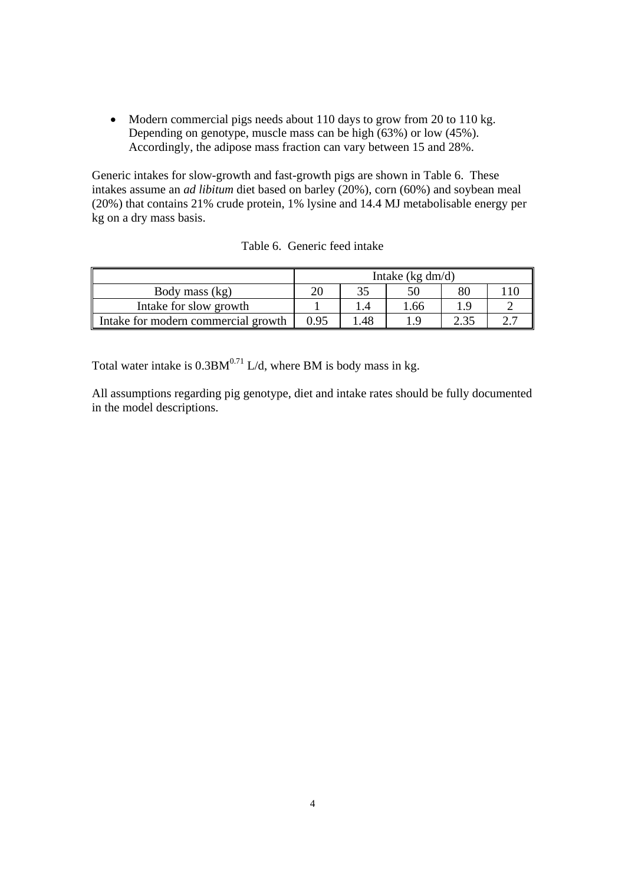- Modern commercial pigs needs about 110 days to grow from 20 to 110 kg. Depending on genotype, muscle mass can be high (63%) or low (45%). Accordingly, the adipose mass fraction can vary between 15 and 28%.

Generic intakes for slow-growth and fast-growth pigs are shown in Table 6. These intakes assume an *ad libitum* diet based on barley (20%), corn (60%) and soybean meal (20%) that contains 21% crude protein, 1% lysine and 14.4 MJ metabolisable energy per kg on a dry mass basis.

Table 6. Generic feed intake

| | Intake (kg dm/d) | | | | |
|---|---|---|---|---|---|
| Body mass (kg) | 20 | 35 | 50 | 80 | 110 |
| Intake for slow growth | 1 | 1.4 | 1.66 | 1.9 | 2 |
| Intake for modern commercial growth | 0.95 | 1.48 | 1.9 | 2.35 | 2.7 |

Total water intake is $0.3BM^{0.71}$ L/d, where BM is body mass in kg.

All assumptions regarding pig genotype, diet and intake rates should be fully documented in the model descriptions.